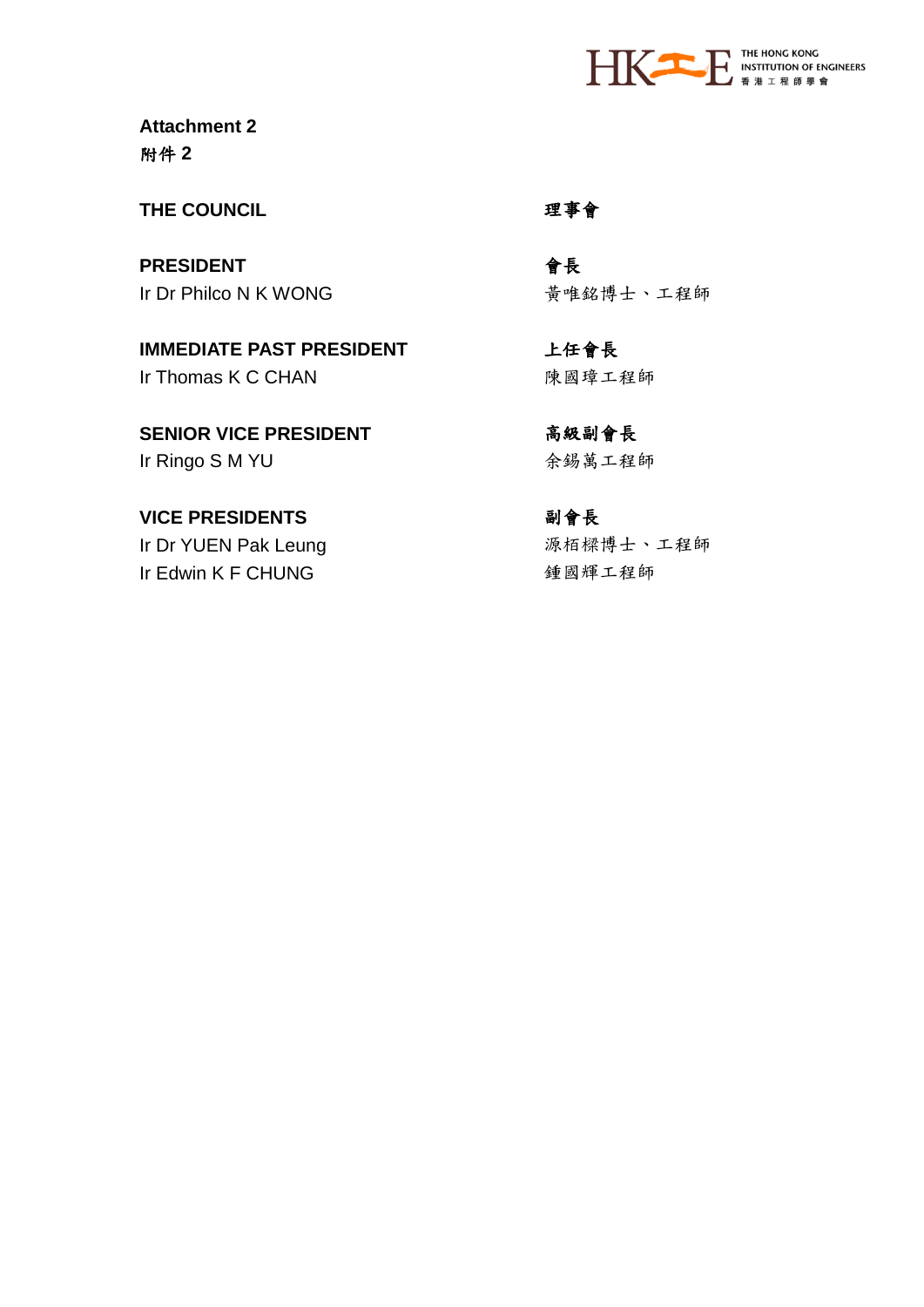**Attachment 2**
**附件 2**

**THE COUNCIL** **理事會**

**PRESIDENT** **會長**
Ir Dr Philco N K WONG 黃唯銘博士、工程師

**IMMEDIATE PAST PRESIDENT** **上任會長**
Ir Thomas K C CHAN 陳國璋工程師

**SENIOR VICE PRESIDENT** **高級副會長**
Ir Ringo S M YU 余錫萬工程師

**VICE PRESIDENTS** **副會長**
Ir Dr YUEN Pak Leung 源栢樑博士、工程師
Ir Edwin K F CHUNG 鍾國輝工程師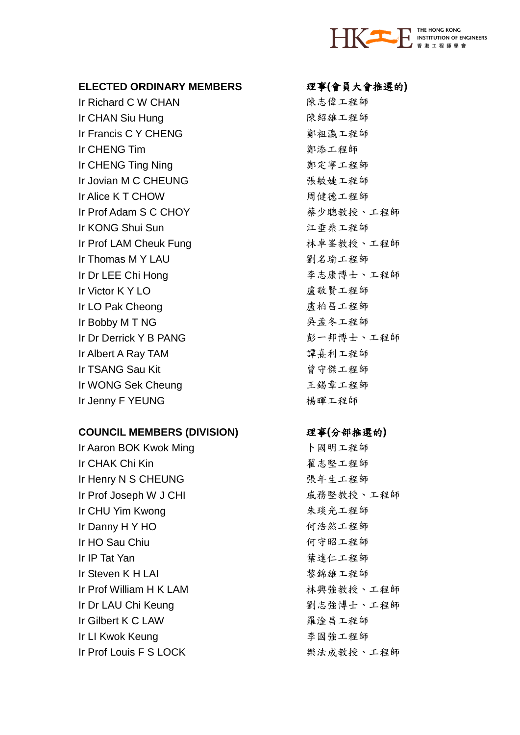| ELECTED ORDINARY MEMBERS | 理事(會員大會推選的) |
| --- | --- |
| Ir Richard C W CHAN | 陳志偉工程師 |
| Ir CHAN Siu Hung | 陳紹雄工程師 |
| Ir Francis C Y CHENG | 鄭祖瀛工程師 |
| Ir CHENG Tim | 鄭添工程師 |
| Ir CHENG Ting Ning | 鄭定寧工程師 |
| Ir Jovian M C CHEUNG | 張敏婕工程師 |
| Ir Alice K T CHOW | 周健德工程師 |
| Ir Prof Adam S C CHOY | 蔡少聰教授、工程師 |
| Ir KONG Shui Sun | 江垂燊工程師 |
| Ir Prof LAM Cheuk Fung | 林卓峯教授、工程師 |
| Ir Thomas M Y LAU | 劉名瑜工程師 |
| Ir Dr LEE Chi Hong | 李志康博士、工程師 |
| Ir Victor K Y LO | 盧敬賢工程師 |
| Ir LO Pak Cheong | 盧柏昌工程師 |
| Ir Bobby M T NG | 吳孟冬工程師 |
| Ir Dr Derrick Y B PANG | 彭一邦博士、工程師 |
| Ir Albert A Ray TAM | 譚熹利工程師 |
| Ir TSANG Sau Kit | 曾守傑工程師 |
| Ir WONG Sek Cheung | 王錫章工程師 |
| Ir Jenny F YEUNG | 楊暉工程師 |

| COUNCIL MEMBERS (DIVISION) | 理事(分部推選的) |
| --- | --- |
| Ir Aaron BOK Kwok Ming | 卜國明工程師 |
| Ir CHAK Chi Kin | 翟志堅工程師 |
| Ir Henry N S CHEUNG | 張年生工程師 |
| Ir Prof Joseph W J CHI | 戚務堅教授、工程師 |
| Ir CHU Yim Kwong | 朱琰光工程師 |
| Ir Danny H Y HO | 何浩然工程師 |
| Ir HO Sau Chiu | 何守昭工程師 |
| Ir IP Tat Yan | 葉達仁工程師 |
| Ir Steven K H LAI | 黎錦雄工程師 |
| Ir Prof William H K LAM | 林興強教授、工程師 |
| Ir Dr LAU Chi Keung | 劉志強博士、工程師 |
| Ir Gilbert K C LAW | 羅淦昌工程師 |
| Ir LI Kwok Keung | 李國強工程師 |
| Ir Prof Louis F S LOCK | 樂法成教授、工程師 |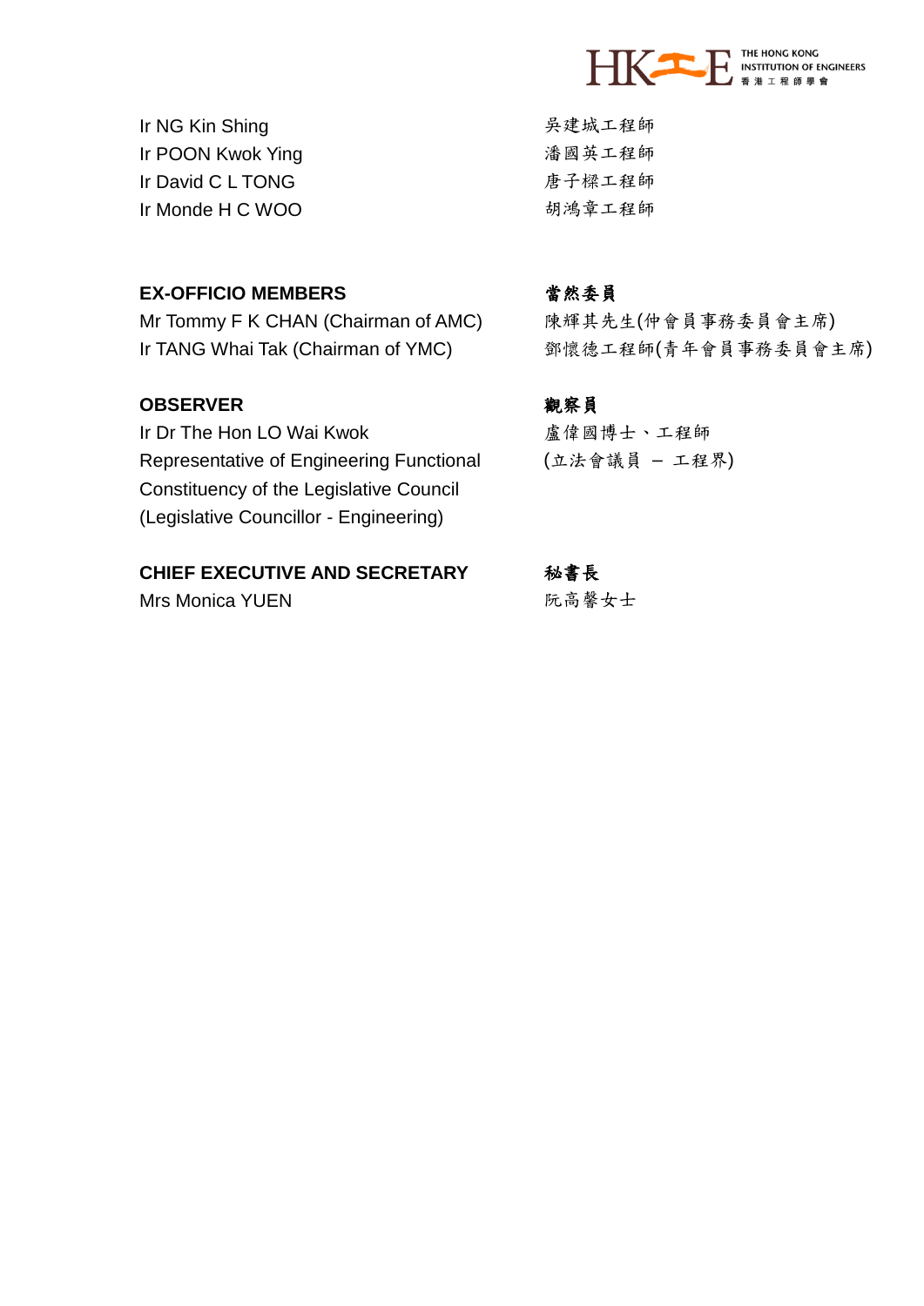Ir NG Kin Shing 吳建城工程師
Ir POON Kwok Ying 潘國英工程師
Ir David C L TONG 唐子樑工程師
Ir Monde H C WOO 胡鴻章工程師

**EX-OFFICIO MEMBERS** **當然委員**

Mr Tommy F K CHAN (Chairman of AMC) 陳輝其先生(仲會員事務委員會主席)
Ir TANG Whai Tak (Chairman of YMC) 鄧懷德工程師(青年會員事務委員會主席)

**OBSERVER** **觀察員**

Ir Dr The Hon LO Wai Kwok 盧偉國博士、工程師
Representative of Engineering Functional Constituency of the Legislative Council
(Legislative Councillor - Engineering) (立法會議員 – 工程界)

**CHIEF EXECUTIVE AND SECRETARY** **秘書長**

Mrs Monica YUEN 阮高馨女士